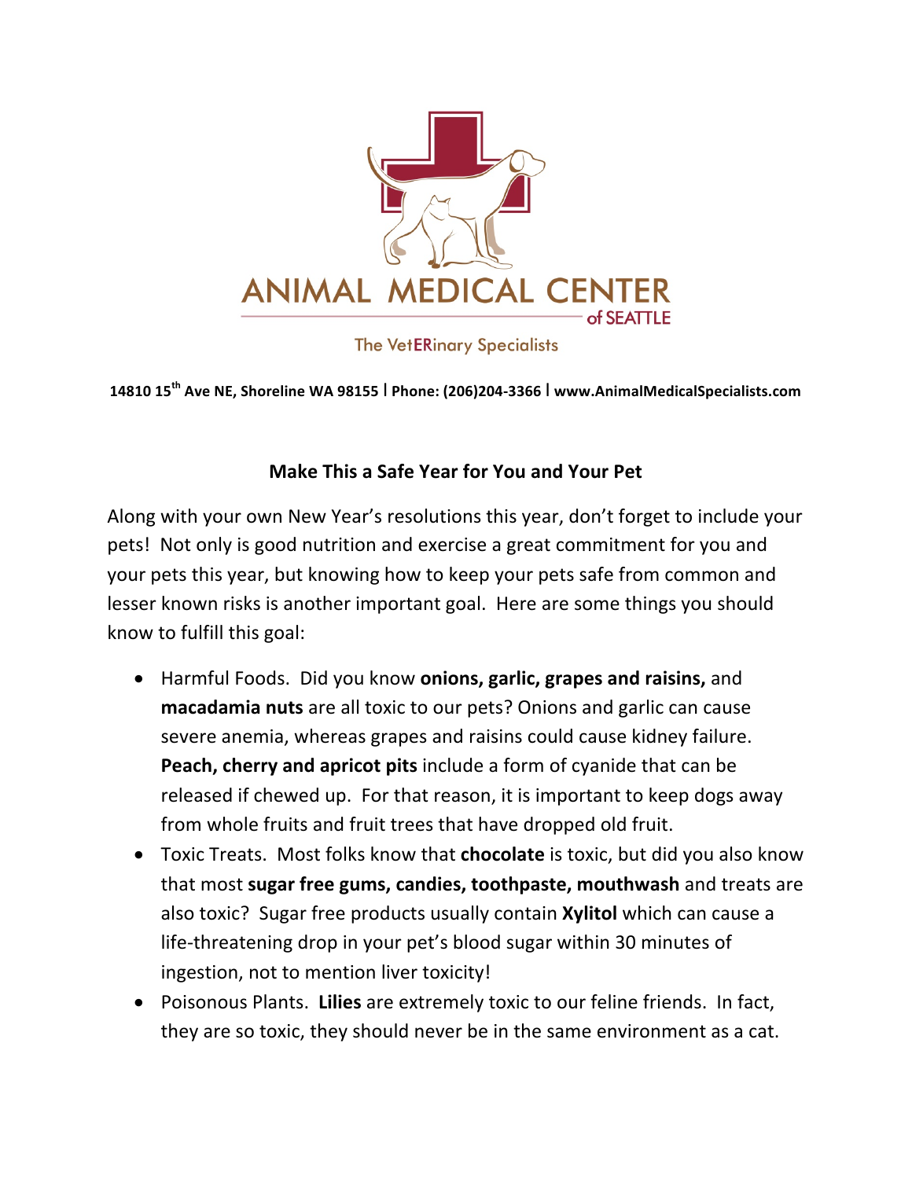# ANIMAL MEDICAL CENTER of SEATTLE

The VetERinary Specialists

**14810 15th Ave NE, Shoreline WA 98155 | Phone: (206)204-3366 | www.AnimalMedicalSpecialists.com**

## Make This a Safe Year for You and Your Pet

Along with your own New Year's resolutions this year, don't forget to include your pets! Not only is good nutrition and exercise a great commitment for you and your pets this year, but knowing how to keep your pets safe from common and lesser known risks is another important goal. Here are some things you should know to fulfill this goal:

- Harmful Foods. Did you know **onions, garlic, grapes and raisins,** and **macadamia nuts** are all toxic to our pets? Onions and garlic can cause severe anemia, whereas grapes and raisins could cause kidney failure. **Peach, cherry and apricot pits** include a form of cyanide that can be released if chewed up. For that reason, it is important to keep dogs away from whole fruits and fruit trees that have dropped old fruit.
- Toxic Treats. Most folks know that **chocolate** is toxic, but did you also know that most **sugar free gums, candies, toothpaste, mouthwash** and treats are also toxic? Sugar free products usually contain **Xylitol** which can cause a life-threatening drop in your pet's blood sugar within 30 minutes of ingestion, not to mention liver toxicity!
- Poisonous Plants. **Lilies** are extremely toxic to our feline friends. In fact, they are so toxic, they should never be in the same environment as a cat.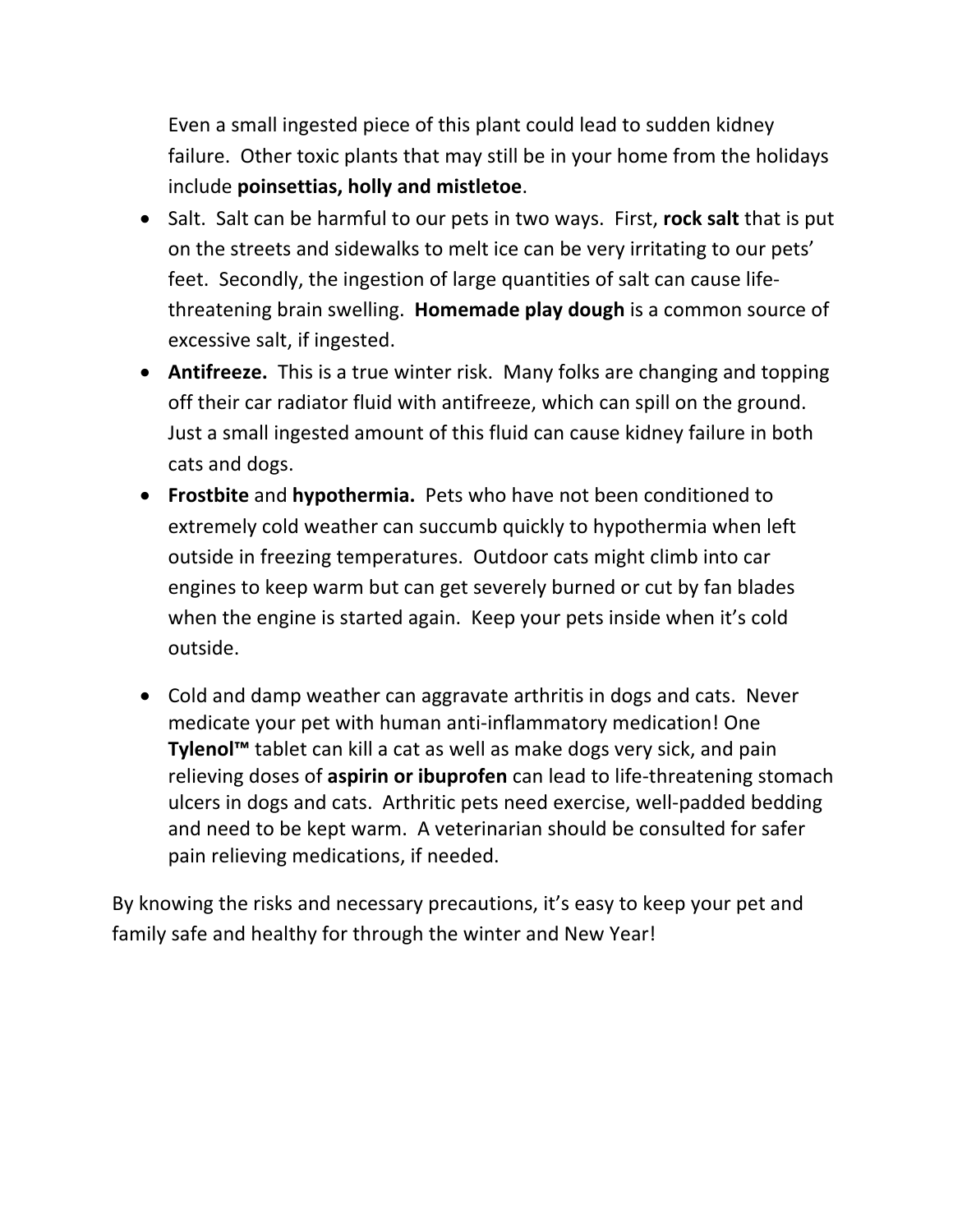Even a small ingested piece of this plant could lead to sudden kidney failure. Other toxic plants that may still be in your home from the holidays include **poinsettias, holly and mistletoe**.

- Salt. Salt can be harmful to our pets in two ways. First, **rock salt** that is put on the streets and sidewalks to melt ice can be very irritating to our pets' feet. Secondly, the ingestion of large quantities of salt can cause life-threatening brain swelling. **Homemade play dough** is a common source of excessive salt, if ingested.
- **Antifreeze.** This is a true winter risk. Many folks are changing and topping off their car radiator fluid with antifreeze, which can spill on the ground. Just a small ingested amount of this fluid can cause kidney failure in both cats and dogs.
- **Frostbite** and **hypothermia.** Pets who have not been conditioned to extremely cold weather can succumb quickly to hypothermia when left outside in freezing temperatures. Outdoor cats might climb into car engines to keep warm but can get severely burned or cut by fan blades when the engine is started again. Keep your pets inside when it's cold outside.
- Cold and damp weather can aggravate arthritis in dogs and cats. Never medicate your pet with human anti-inflammatory medication! One **Tylenol™** tablet can kill a cat as well as make dogs very sick, and pain relieving doses of **aspirin or ibuprofen** can lead to life-threatening stomach ulcers in dogs and cats. Arthritic pets need exercise, well-padded bedding and need to be kept warm. A veterinarian should be consulted for safer pain relieving medications, if needed.

By knowing the risks and necessary precautions, it's easy to keep your pet and family safe and healthy for through the winter and New Year!